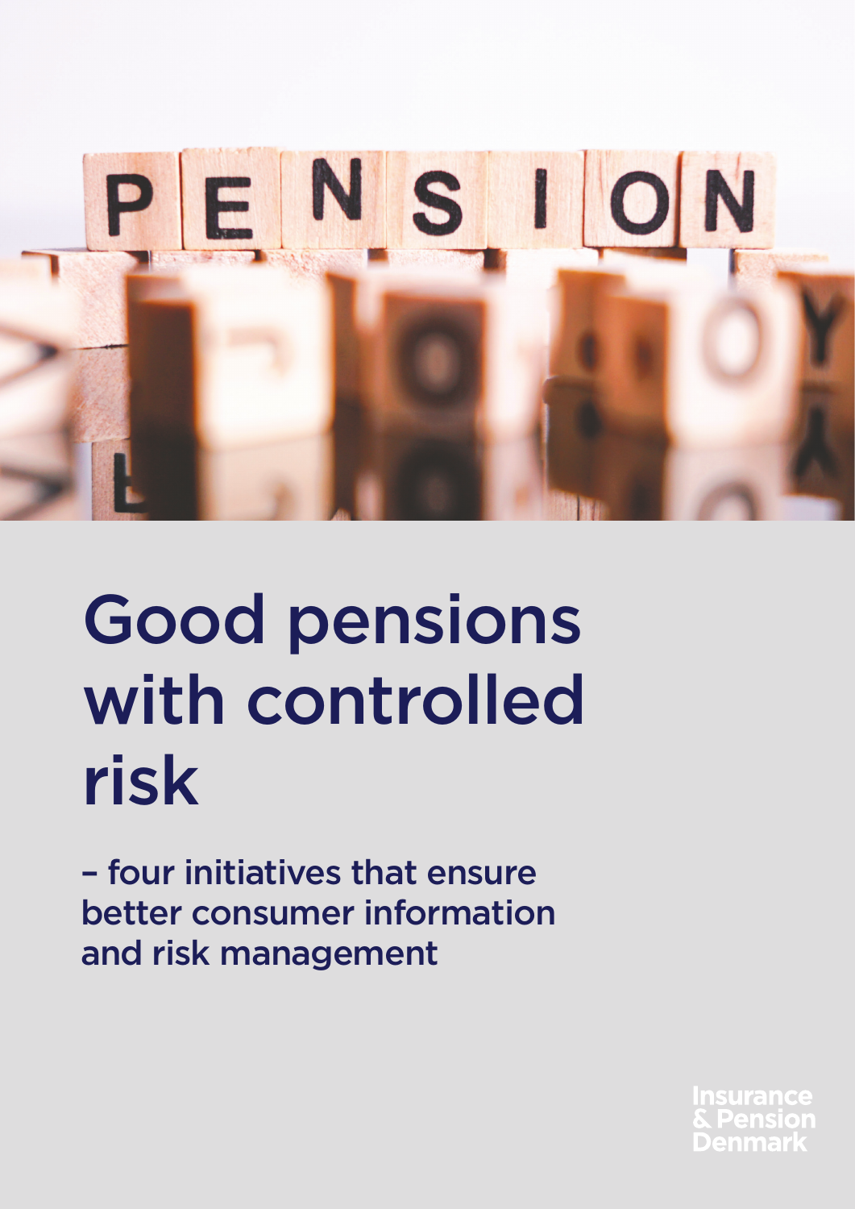# Good pensions with controlled risk

– four initiatives that ensure better consumer information and risk management

Insurance & Pension Denmark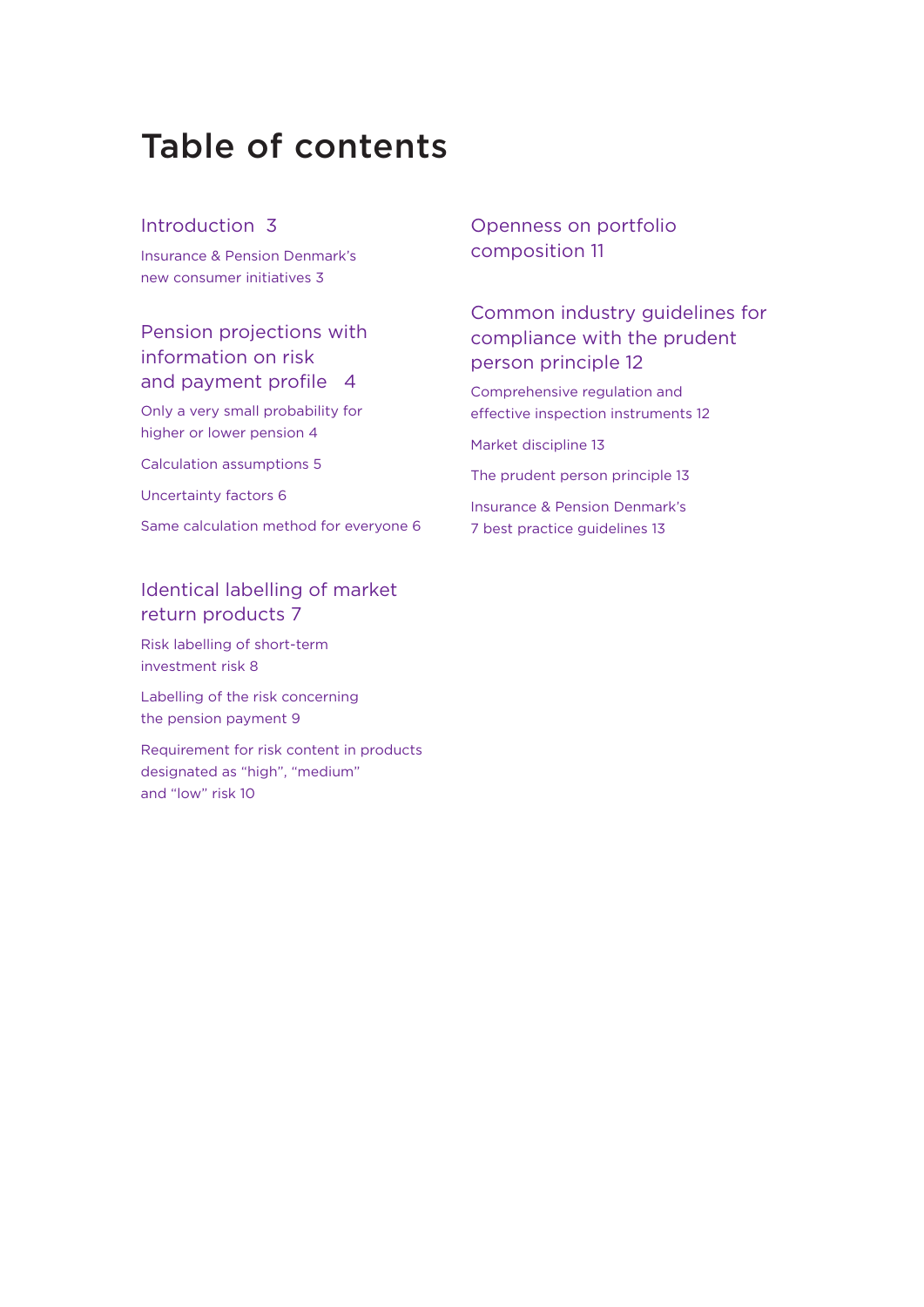# Table of contents

## Introduction 3

Insurance & Pension Denmark's new consumer initiatives 3

## Pension projections with information on risk and payment profile 4

Only a very small probability for higher or lower pension 4

Calculation assumptions 5

Uncertainty factors 6

Same calculation method for everyone 6

## Identical labelling of market return products 7

Risk labelling of short-term investment risk 8

Labelling of the risk concerning the pension payment 9

Requirement for risk content in products designated as "high", "medium" and "low" risk 10

## Openness on portfolio composition 11

## Common industry guidelines for compliance with the prudent person principle 12

Comprehensive regulation and effective inspection instruments 12

Market discipline 13

The prudent person principle 13

Insurance & Pension Denmark's 7 best practice guidelines 13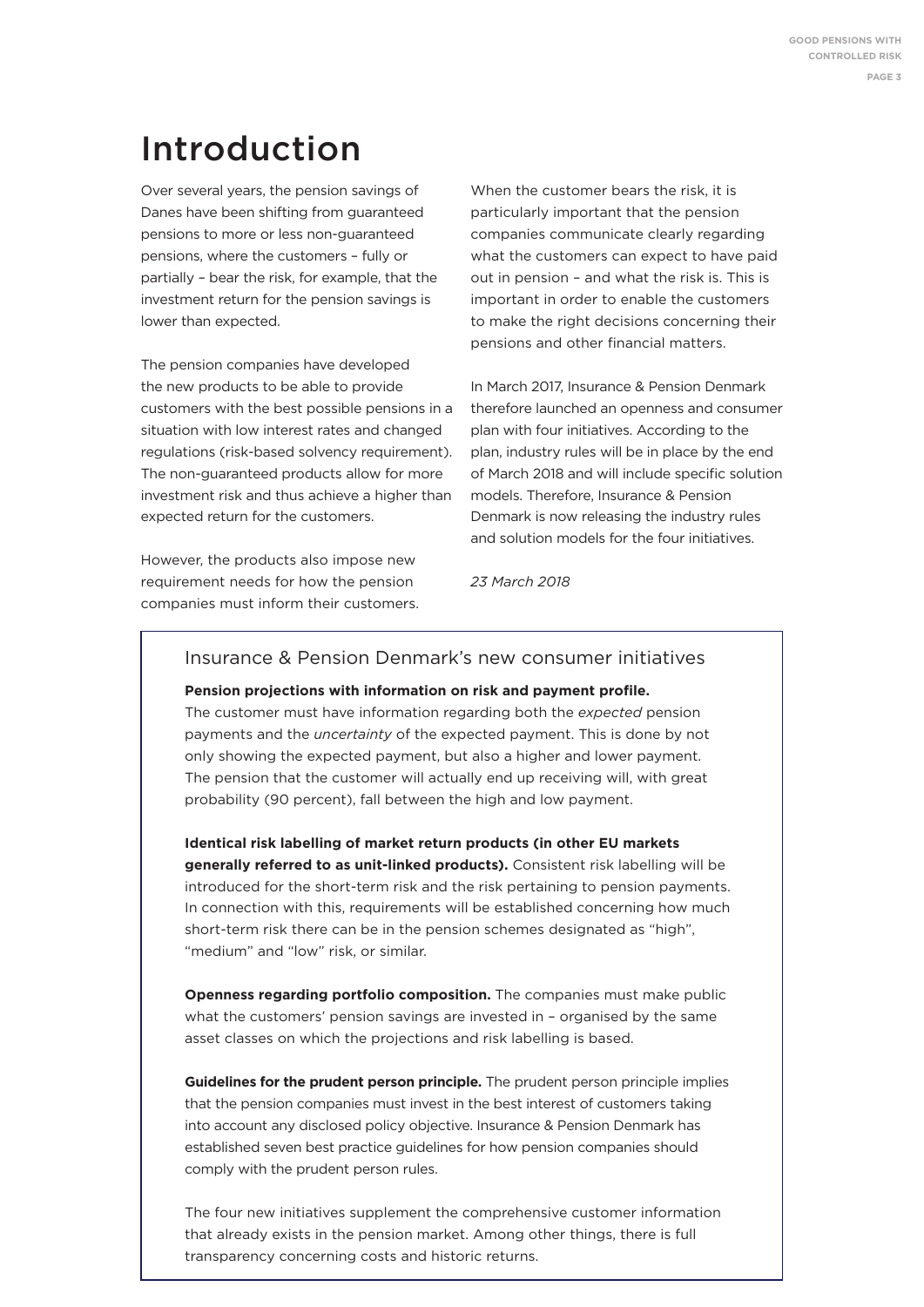# Introduction

Over several years, the pension savings of Danes have been shifting from guaranteed pensions to more or less non-guaranteed pensions, where the customers – fully or partially – bear the risk, for example, that the investment return for the pension savings is lower than expected.

The pension companies have developed the new products to be able to provide customers with the best possible pensions in a situation with low interest rates and changed regulations (risk-based solvency requirement). The non-guaranteed products allow for more investment risk and thus achieve a higher than expected return for the customers.

However, the products also impose new requirement needs for how the pension companies must inform their customers.

When the customer bears the risk, it is particularly important that the pension companies communicate clearly regarding what the customers can expect to have paid out in pension – and what the risk is. This is important in order to enable the customers to make the right decisions concerning their pensions and other financial matters.

In March 2017, Insurance & Pension Denmark therefore launched an openness and consumer plan with four initiatives. According to the plan, industry rules will be in place by the end of March 2018 and will include specific solution models. Therefore, Insurance & Pension Denmark is now releasing the industry rules and solution models for the four initiatives.

*23 March 2018*

## Insurance & Pension Denmark's new consumer initiatives

**Pension projections with information on risk and payment profile.** The customer must have information regarding both the *expected* pension payments and the *uncertainty* of the expected payment. This is done by not only showing the expected payment, but also a higher and lower payment. The pension that the customer will actually end up receiving will, with great probability (90 percent), fall between the high and low payment.

**Identical risk labelling of market return products (in other EU markets generally referred to as unit-linked products).** Consistent risk labelling will be introduced for the short-term risk and the risk pertaining to pension payments. In connection with this, requirements will be established concerning how much short-term risk there can be in the pension schemes designated as "high", "medium" and "low" risk, or similar.

**Openness regarding portfolio composition.** The companies must make public what the customers' pension savings are invested in – organised by the same asset classes on which the projections and risk labelling is based.

**Guidelines for the prudent person principle.** The prudent person principle implies that the pension companies must invest in the best interest of customers taking into account any disclosed policy objective. Insurance & Pension Denmark has established seven best practice guidelines for how pension companies should comply with the prudent person rules.

The four new initiatives supplement the comprehensive customer information that already exists in the pension market. Among other things, there is full transparency concerning costs and historic returns.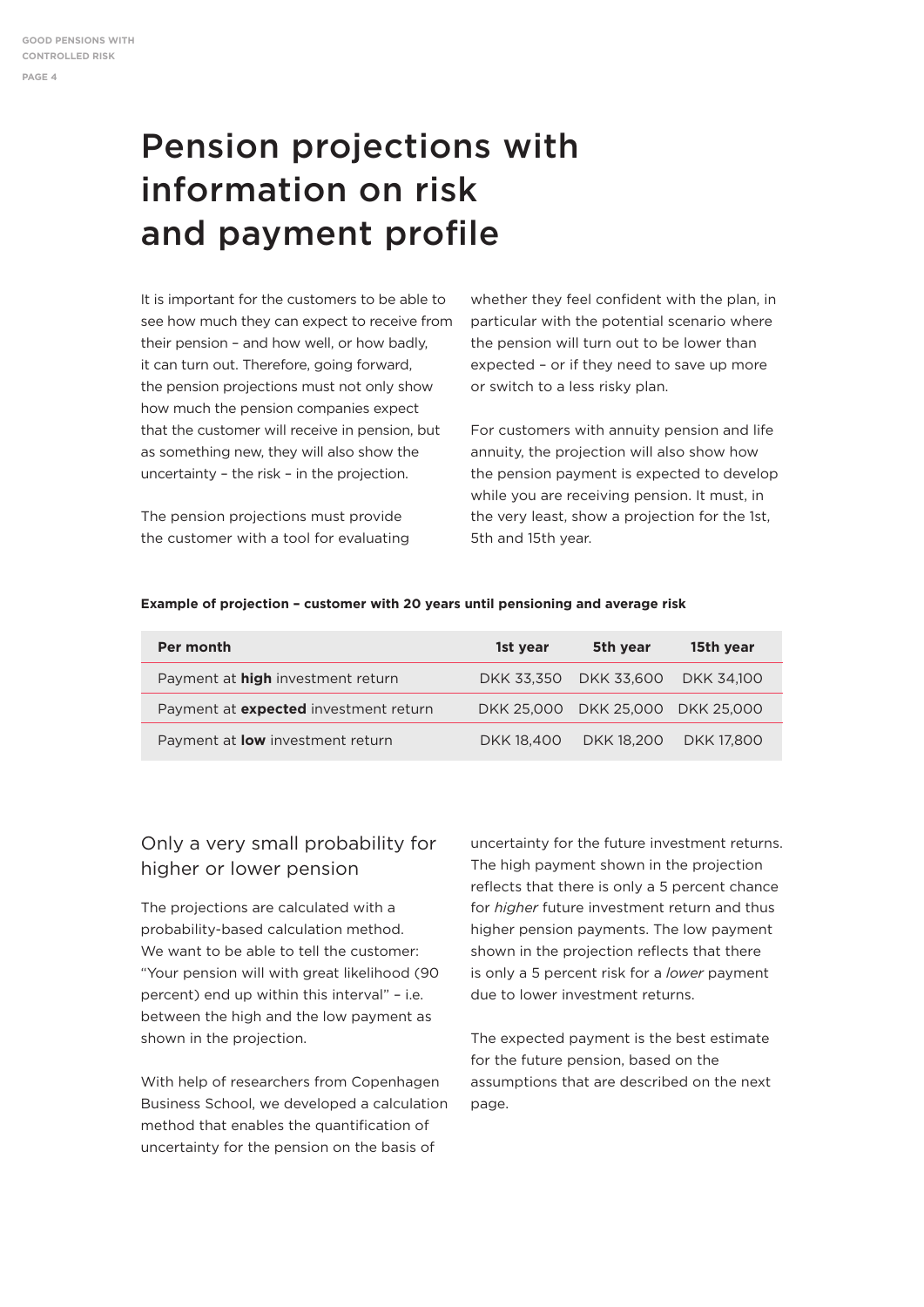# Pension projections with information on risk and payment profile

It is important for the customers to be able to see how much they can expect to receive from their pension – and how well, or how badly, it can turn out. Therefore, going forward, the pension projections must not only show how much the pension companies expect that the customer will receive in pension, but as something new, they will also show the uncertainty – the risk – in the projection.

The pension projections must provide the customer with a tool for evaluating whether they feel confident with the plan, in particular with the potential scenario where the pension will turn out to be lower than expected – or if they need to save up more or switch to a less risky plan.

For customers with annuity pension and life annuity, the projection will also show how the pension payment is expected to develop while you are receiving pension. It must, in the very least, show a projection for the 1st, 5th and 15th year.

**Example of projection – customer with 20 years until pensioning and average risk**

| Per month | 1st year | 5th year | 15th year |
|---|---|---|---|
| Payment at **high** investment return | DKK 33,350 | DKK 33,600 | DKK 34,100 |
| Payment at **expected** investment return | DKK 25,000 | DKK 25,000 | DKK 25,000 |
| Payment at **low** investment return | DKK 18,400 | DKK 18,200 | DKK 17,800 |

## Only a very small probability for higher or lower pension

The projections are calculated with a probability-based calculation method. We want to be able to tell the customer: "Your pension will with great likelihood (90 percent) end up within this interval" – i.e. between the high and the low payment as shown in the projection.

With help of researchers from Copenhagen Business School, we developed a calculation method that enables the quantification of uncertainty for the pension on the basis of uncertainty for the future investment returns. The high payment shown in the projection reflects that there is only a 5 percent chance for *higher* future investment return and thus higher pension payments. The low payment shown in the projection reflects that there is only a 5 percent risk for a *lower* payment due to lower investment returns.

The expected payment is the best estimate for the future pension, based on the assumptions that are described on the next page.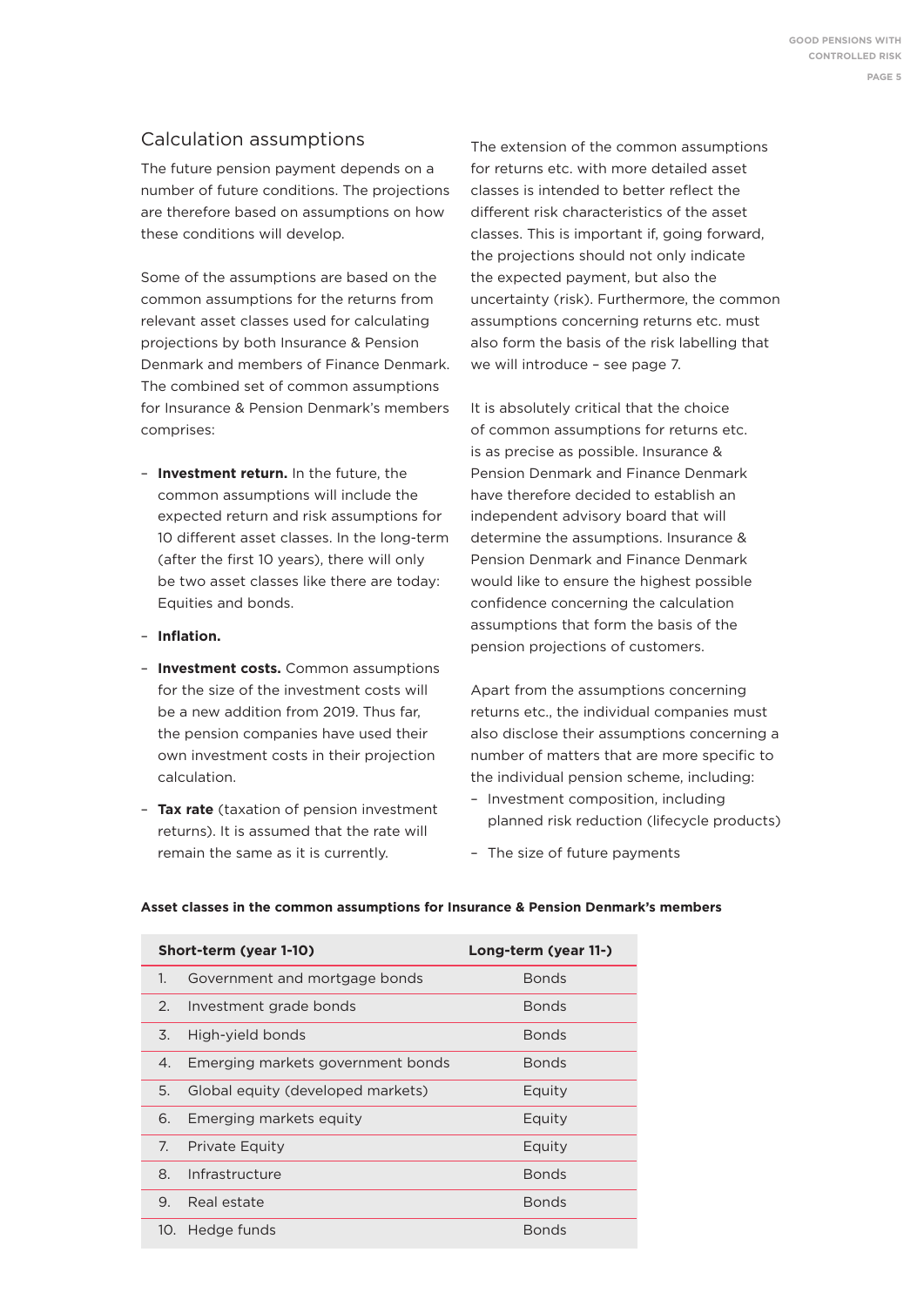## Calculation assumptions

The future pension payment depends on a number of future conditions. The projections are therefore based on assumptions on how these conditions will develop.

Some of the assumptions are based on the common assumptions for the returns from relevant asset classes used for calculating projections by both Insurance & Pension Denmark and members of Finance Denmark. The combined set of common assumptions for Insurance & Pension Denmark's members comprises:

- **Investment return.** In the future, the common assumptions will include the expected return and risk assumptions for 10 different asset classes. In the long-term (after the first 10 years), there will only be two asset classes like there are today: Equities and bonds.
- **Inflation.**
- **Investment costs.** Common assumptions for the size of the investment costs will be a new addition from 2019. Thus far, the pension companies have used their own investment costs in their projection calculation.
- **Tax rate** (taxation of pension investment returns). It is assumed that the rate will remain the same as it is currently.

The extension of the common assumptions for returns etc. with more detailed asset classes is intended to better reflect the different risk characteristics of the asset classes. This is important if, going forward, the projections should not only indicate the expected payment, but also the uncertainty (risk). Furthermore, the common assumptions concerning returns etc. must also form the basis of the risk labelling that we will introduce – see page 7.

It is absolutely critical that the choice of common assumptions for returns etc. is as precise as possible. Insurance & Pension Denmark and Finance Denmark have therefore decided to establish an independent advisory board that will determine the assumptions. Insurance & Pension Denmark and Finance Denmark would like to ensure the highest possible confidence concerning the calculation assumptions that form the basis of the pension projections of customers.

Apart from the assumptions concerning returns etc., the individual companies must also disclose their assumptions concerning a number of matters that are more specific to the individual pension scheme, including:

- Investment composition, including planned risk reduction (lifecycle products)
- The size of future payments

**Asset classes in the common assumptions for Insurance & Pension Denmark's members**

| Short-term (year 1-10) | Long-term (year 11-) |
|---|---|
| 1. Government and mortgage bonds | Bonds |
| 2. Investment grade bonds | Bonds |
| 3. High-yield bonds | Bonds |
| 4. Emerging markets government bonds | Bonds |
| 5. Global equity (developed markets) | Equity |
| 6. Emerging markets equity | Equity |
| 7. Private Equity | Equity |
| 8. Infrastructure | Bonds |
| 9. Real estate | Bonds |
| 10. Hedge funds | Bonds |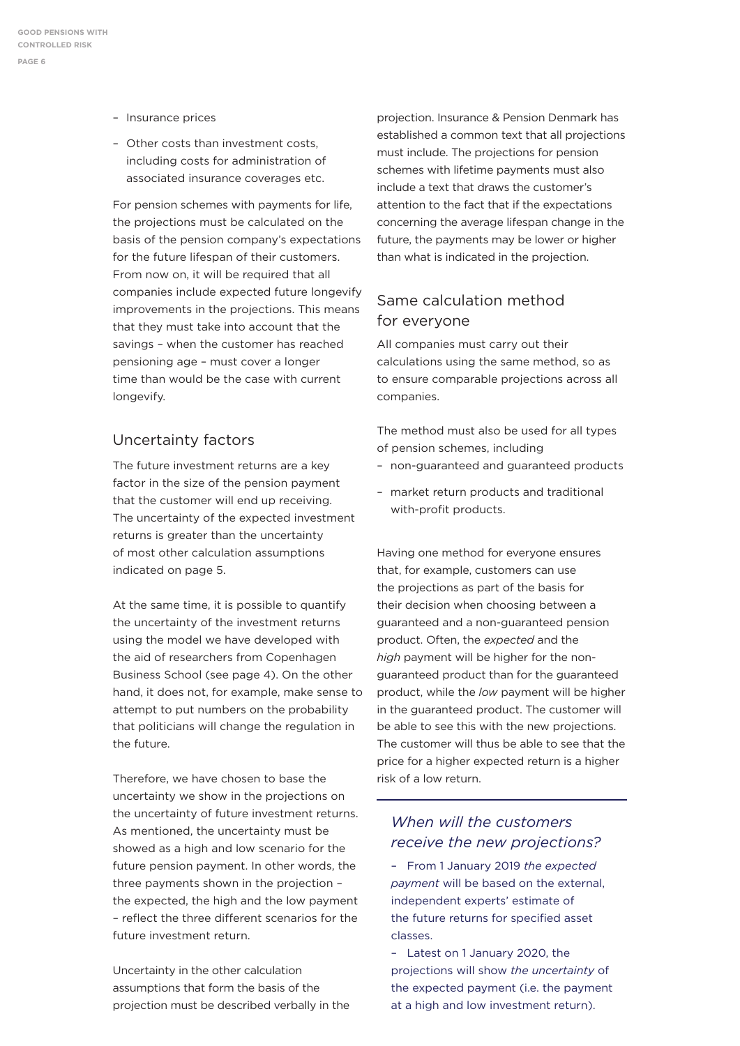- Insurance prices
- Other costs than investment costs, including costs for administration of associated insurance coverages etc.

For pension schemes with payments for life, the projections must be calculated on the basis of the pension company's expectations for the future lifespan of their customers. From now on, it will be required that all companies include expected future longevify improvements in the projections. This means that they must take into account that the savings – when the customer has reached pensioning age – must cover a longer time than would be the case with current longevify.

## Uncertainty factors

The future investment returns are a key factor in the size of the pension payment that the customer will end up receiving. The uncertainty of the expected investment returns is greater than the uncertainty of most other calculation assumptions indicated on page 5.

At the same time, it is possible to quantify the uncertainty of the investment returns using the model we have developed with the aid of researchers from Copenhagen Business School (see page 4). On the other hand, it does not, for example, make sense to attempt to put numbers on the probability that politicians will change the regulation in the future.

Therefore, we have chosen to base the uncertainty we show in the projections on the uncertainty of future investment returns. As mentioned, the uncertainty must be showed as a high and low scenario for the future pension payment. In other words, the three payments shown in the projection – the expected, the high and the low payment – reflect the three different scenarios for the future investment return.

Uncertainty in the other calculation assumptions that form the basis of the projection must be described verbally in the projection. Insurance & Pension Denmark has established a common text that all projections must include. The projections for pension schemes with lifetime payments must also include a text that draws the customer's attention to the fact that if the expectations concerning the average lifespan change in the future, the payments may be lower or higher than what is indicated in the projection.

## Same calculation method for everyone

All companies must carry out their calculations using the same method, so as to ensure comparable projections across all companies.

The method must also be used for all types of pension schemes, including

- non-guaranteed and guaranteed products
- market return products and traditional with-profit products.

Having one method for everyone ensures that, for example, customers can use the projections as part of the basis for their decision when choosing between a guaranteed and a non-guaranteed pension product. Often, the *expected* and the *high* payment will be higher for the non-guaranteed product than for the guaranteed product, while the *low* payment will be higher in the guaranteed product. The customer will be able to see this with the new projections. The customer will thus be able to see that the price for a higher expected return is a higher risk of a low return.

### *When will the customers receive the new projections?*

- From 1 January 2019 *the expected payment* will be based on the external, independent experts' estimate of the future returns for specified asset classes.
- Latest on 1 January 2020, the projections will show *the uncertainty* of the expected payment (i.e. the payment at a high and low investment return).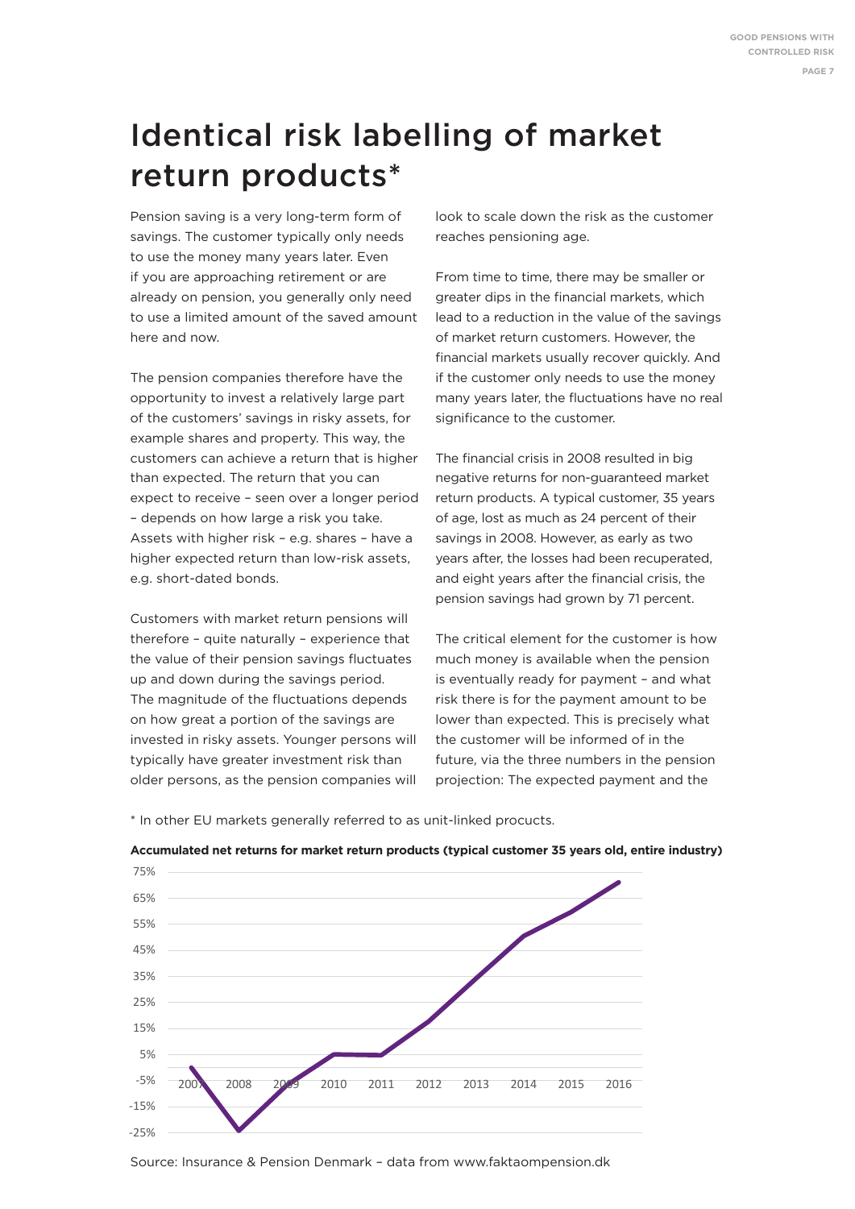# Identical risk labelling of market return products*

Pension saving is a very long-term form of savings. The customer typically only needs to use the money many years later. Even if you are approaching retirement or are already on pension, you generally only need to use a limited amount of the saved amount here and now.

The pension companies therefore have the opportunity to invest a relatively large part of the customers' savings in risky assets, for example shares and property. This way, the customers can achieve a return that is higher than expected. The return that you can expect to receive – seen over a longer period – depends on how large a risk you take. Assets with higher risk – e.g. shares – have a higher expected return than low-risk assets, e.g. short-dated bonds.

Customers with market return pensions will therefore – quite naturally – experience that the value of their pension savings fluctuates up and down during the savings period. The magnitude of the fluctuations depends on how great a portion of the savings are invested in risky assets. Younger persons will typically have greater investment risk than older persons, as the pension companies will look to scale down the risk as the customer reaches pensioning age.

From time to time, there may be smaller or greater dips in the financial markets, which lead to a reduction in the value of the savings of market return customers. However, the financial markets usually recover quickly. And if the customer only needs to use the money many years later, the fluctuations have no real significance to the customer.

The financial crisis in 2008 resulted in big negative returns for non-guaranteed market return products. A typical customer, 35 years of age, lost as much as 24 percent of their savings in 2008. However, as early as two years after, the losses had been recuperated, and eight years after the financial crisis, the pension savings had grown by 71 percent.

The critical element for the customer is how much money is available when the pension is eventually ready for payment – and what risk there is for the payment amount to be lower than expected. This is precisely what the customer will be informed of in the future, via the three numbers in the pension projection: The expected payment and the

\* In other EU markets generally referred to as unit-linked procucts.

**Accumulated net returns for market return products (typical customer 35 years old, entire industry)**

Source: Insurance & Pension Denmark – data from www.faktaompension.dk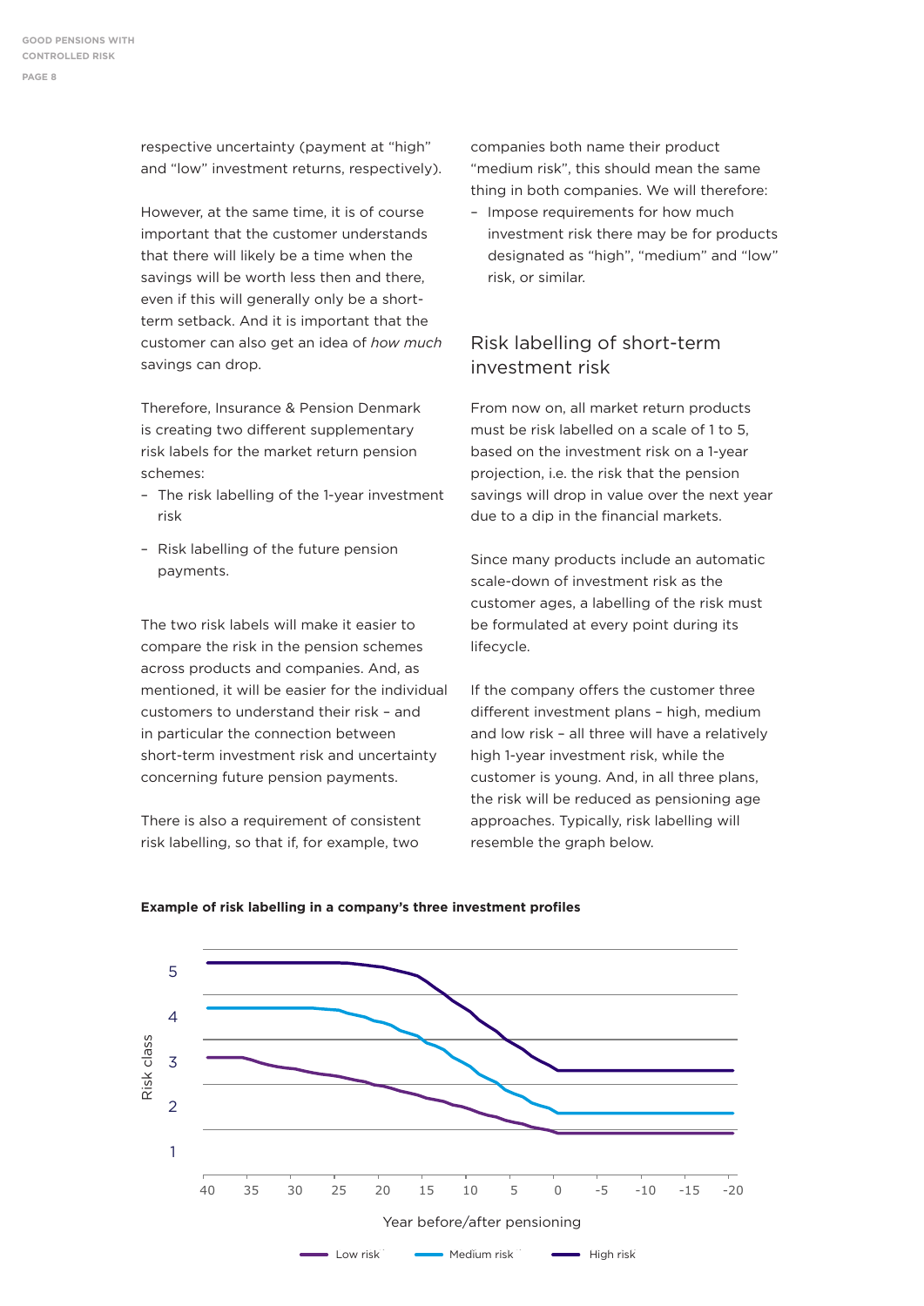respective uncertainty (payment at "high" and "low" investment returns, respectively).

However, at the same time, it is of course important that the customer understands that there will likely be a time when the savings will be worth less then and there, even if this will generally only be a short-term setback. And it is important that the customer can also get an idea of *how much* savings can drop.

Therefore, Insurance & Pension Denmark is creating two different supplementary risk labels for the market return pension schemes:

- The risk labelling of the 1-year investment risk
- Risk labelling of the future pension payments.

The two risk labels will make it easier to compare the risk in the pension schemes across products and companies. And, as mentioned, it will be easier for the individual customers to understand their risk – and in particular the connection between short-term investment risk and uncertainty concerning future pension payments.

There is also a requirement of consistent risk labelling, so that if, for example, two companies both name their product "medium risk", this should mean the same thing in both companies. We will therefore:

- Impose requirements for how much investment risk there may be for products designated as "high", "medium" and "low" risk, or similar.

## Risk labelling of short-term investment risk

From now on, all market return products must be risk labelled on a scale of 1 to 5, based on the investment risk on a 1-year projection, i.e. the risk that the pension savings will drop in value over the next year due to a dip in the financial markets.

Since many products include an automatic scale-down of investment risk as the customer ages, a labelling of the risk must be formulated at every point during its lifecycle.

If the company offers the customer three different investment plans – high, medium and low risk – all three will have a relatively high 1-year investment risk, while the customer is young. And, in all three plans, the risk will be reduced as pensioning age approaches. Typically, risk labelling will resemble the graph below.

**Example of risk labelling in a company's three investment profiles**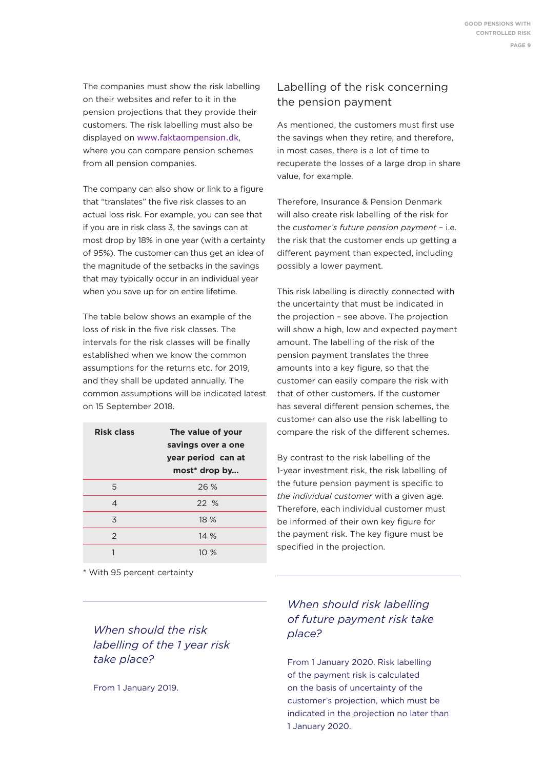The companies must show the risk labelling on their websites and refer to it in the pension projections that they provide their customers. The risk labelling must also be displayed on www.faktaompension.dk, where you can compare pension schemes from all pension companies.

The company can also show or link to a figure that "translates" the five risk classes to an actual loss risk. For example, you can see that if you are in risk class 3, the savings can at most drop by 18% in one year (with a certainty of 95%). The customer can thus get an idea of the magnitude of the setbacks in the savings that may typically occur in an individual year when you save up for an entire lifetime.

The table below shows an example of the loss of risk in the five risk classes. The intervals for the risk classes will be finally established when we know the common assumptions for the returns etc. for 2019, and they shall be updated annually. The common assumptions will be indicated latest on 15 September 2018.

| Risk class | The value of your savings over a one year period can at most* drop by... |
|---|---|
| 5 | 26 % |
| 4 | 22 % |
| 3 | 18 % |
| 2 | 14 % |
| 1 | 10 % |

\* With 95 percent certainty

### *When should the risk labelling of the 1 year risk take place?*

From 1 January 2019.

## Labelling of the risk concerning the pension payment

As mentioned, the customers must first use the savings when they retire, and therefore, in most cases, there is a lot of time to recuperate the losses of a large drop in share value, for example.

Therefore, Insurance & Pension Denmark will also create risk labelling of the risk for the *customer's future pension payment* – i.e. the risk that the customer ends up getting a different payment than expected, including possibly a lower payment.

This risk labelling is directly connected with the uncertainty that must be indicated in the projection – see above. The projection will show a high, low and expected payment amount. The labelling of the risk of the pension payment translates the three amounts into a key figure, so that the customer can easily compare the risk with that of other customers. If the customer has several different pension schemes, the customer can also use the risk labelling to compare the risk of the different schemes.

By contrast to the risk labelling of the 1-year investment risk, the risk labelling of the future pension payment is specific to *the individual customer* with a given age. Therefore, each individual customer must be informed of their own key figure for the payment risk. The key figure must be specified in the projection.

### *When should risk labelling of future payment risk take place?*

From 1 January 2020. Risk labelling of the payment risk is calculated on the basis of uncertainty of the customer's projection, which must be indicated in the projection no later than 1 January 2020.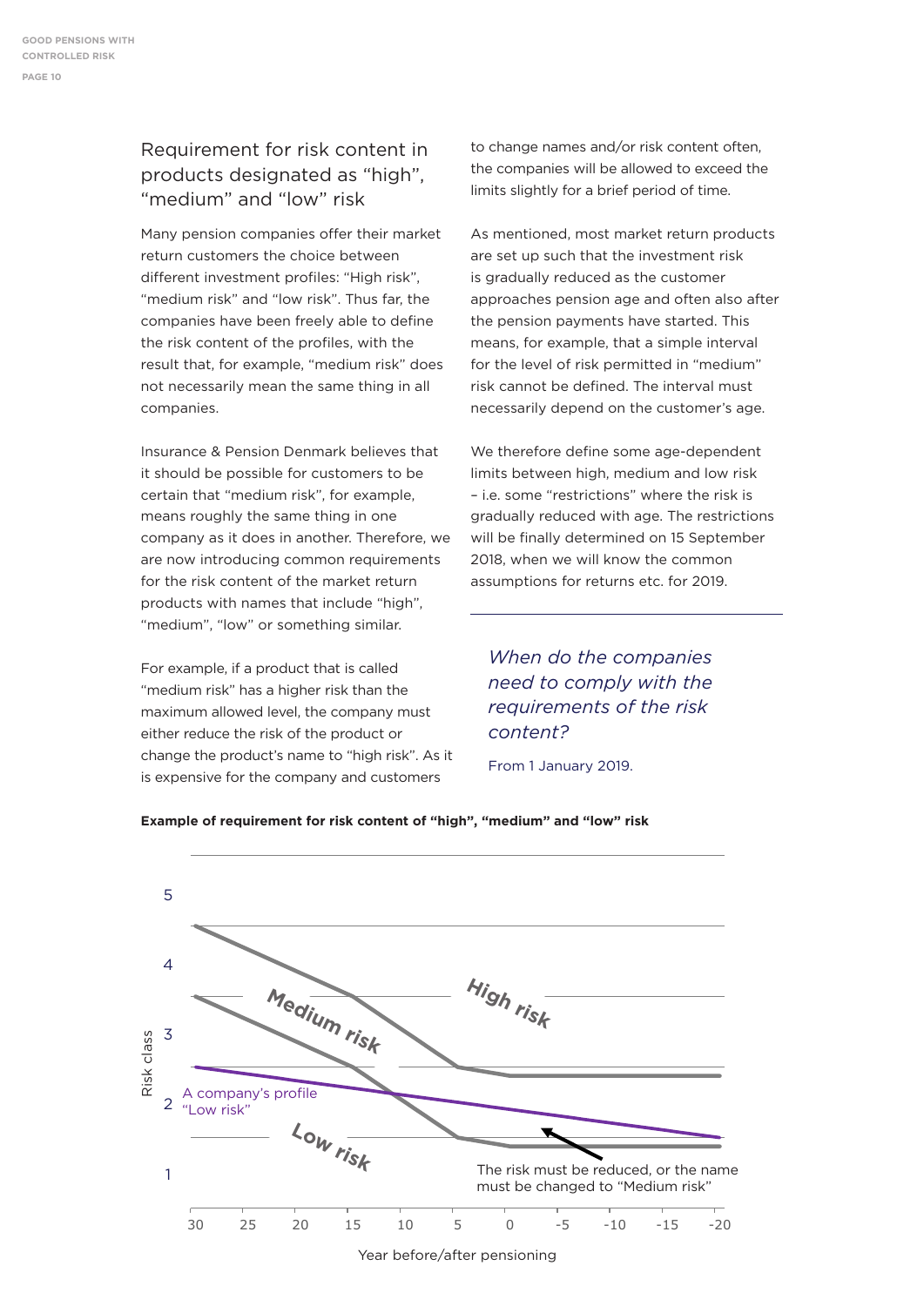## Requirement for risk content in products designated as "high", "medium" and "low" risk

Many pension companies offer their market return customers the choice between different investment profiles: "High risk", "medium risk" and "low risk". Thus far, the companies have been freely able to define the risk content of the profiles, with the result that, for example, "medium risk" does not necessarily mean the same thing in all companies.

Insurance & Pension Denmark believes that it should be possible for customers to be certain that "medium risk", for example, means roughly the same thing in one company as it does in another. Therefore, we are now introducing common requirements for the risk content of the market return products with names that include "high", "medium", "low" or something similar.

For example, if a product that is called "medium risk" has a higher risk than the maximum allowed level, the company must either reduce the risk of the product or change the product's name to "high risk". As it is expensive for the company and customers to change names and/or risk content often, the companies will be allowed to exceed the limits slightly for a brief period of time.

As mentioned, most market return products are set up such that the investment risk is gradually reduced as the customer approaches pension age and often also after the pension payments have started. This means, for example, that a simple interval for the level of risk permitted in "medium" risk cannot be defined. The interval must necessarily depend on the customer's age.

We therefore define some age-dependent limits between high, medium and low risk – i.e. some "restrictions" where the risk is gradually reduced with age. The restrictions will be finally determined on 15 September 2018, when we will know the common assumptions for returns etc. for 2019.

---

*When do the companies need to comply with the requirements of the risk content?*

From 1 January 2019.

**Example of requirement for risk content of "high", "medium" and "low" risk**

Risk class (1–5) vs. Year before/after pensioning (30, 25, 20, 15, 10, 5, 0, -5, -10, -15, -20)

Labels: High risk; Medium risk; Low risk; A company's profile "Low risk"

The risk must be reduced, or the name must be changed to "Medium risk"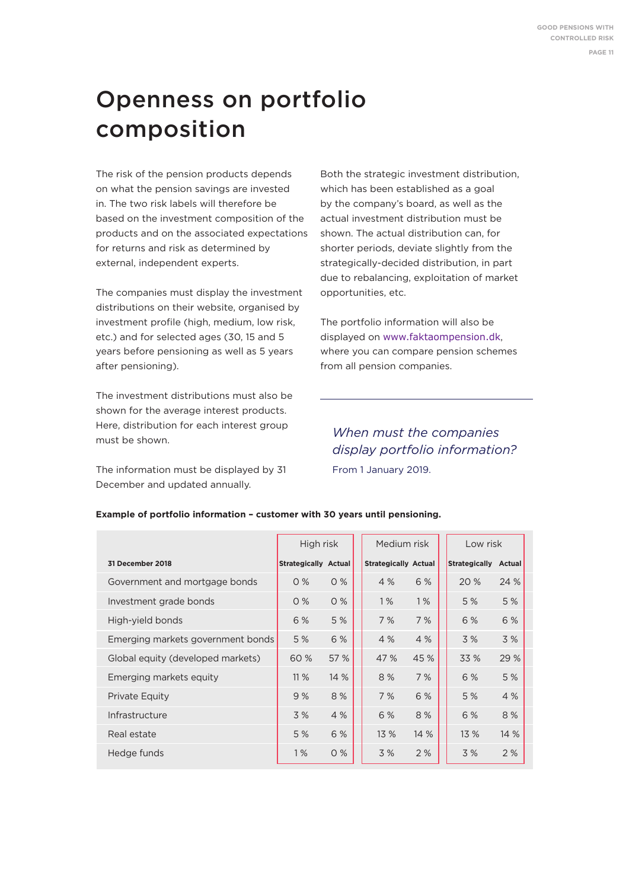# Openness on portfolio composition

The risk of the pension products depends on what the pension savings are invested in. The two risk labels will therefore be based on the investment composition of the products and on the associated expectations for returns and risk as determined by external, independent experts.

The companies must display the investment distributions on their website, organised by investment profile (high, medium, low risk, etc.) and for selected ages (30, 15 and 5 years before pensioning as well as 5 years after pensioning).

The investment distributions must also be shown for the average interest products. Here, distribution for each interest group must be shown.

The information must be displayed by 31 December and updated annually.

Both the strategic investment distribution, which has been established as a goal by the company's board, as well as the actual investment distribution must be shown. The actual distribution can, for shorter periods, deviate slightly from the strategically-decided distribution, in part due to rebalancing, exploitation of market opportunities, etc.

The portfolio information will also be displayed on www.faktaompension.dk, where you can compare pension schemes from all pension companies.

---

*When must the companies display portfolio information?*

From 1 January 2019.

**Example of portfolio information – customer with 30 years until pensioning.**

| | High risk | | Medium risk | | Low risk | |
|---|---|---|---|---|---|---|
| **31 December 2018** | **Strategically** | **Actual** | **Strategically** | **Actual** | **Strategically** | **Actual** |
| Government and mortgage bonds | 0 % | 0 % | 4 % | 6 % | 20 % | 24 % |
| Investment grade bonds | 0 % | 0 % | 1 % | 1 % | 5 % | 5 % |
| High-yield bonds | 6 % | 5 % | 7 % | 7 % | 6 % | 6 % |
| Emerging markets government bonds | 5 % | 6 % | 4 % | 4 % | 3 % | 3 % |
| Global equity (developed markets) | 60 % | 57 % | 47 % | 45 % | 33 % | 29 % |
| Emerging markets equity | 11 % | 14 % | 8 % | 7 % | 6 % | 5 % |
| Private Equity | 9 % | 8 % | 7 % | 6 % | 5 % | 4 % |
| Infrastructure | 3 % | 4 % | 6 % | 8 % | 6 % | 8 % |
| Real estate | 5 % | 6 % | 13 % | 14 % | 13 % | 14 % |
| Hedge funds | 1 % | 0 % | 3 % | 2 % | 3 % | 2 % |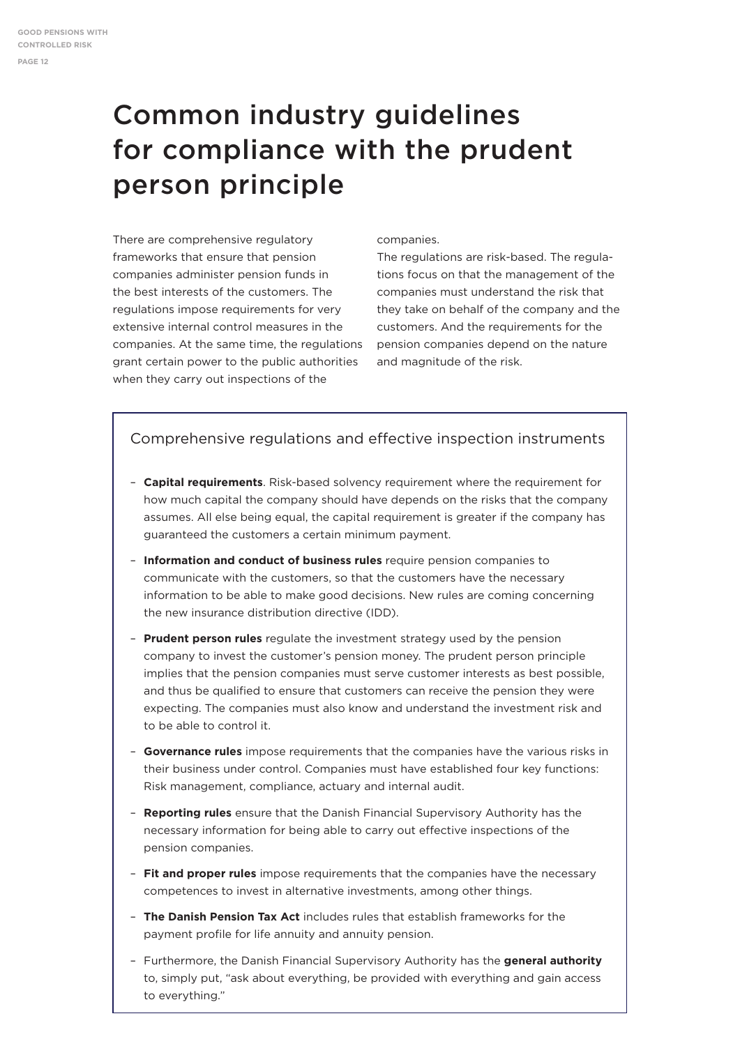# Common industry guidelines for compliance with the prudent person principle

There are comprehensive regulatory frameworks that ensure that pension companies administer pension funds in the best interests of the customers. The regulations impose requirements for very extensive internal control measures in the companies. At the same time, the regulations grant certain power to the public authorities when they carry out inspections of the companies.

The regulations are risk-based. The regulations focus on that the management of the companies must understand the risk that they take on behalf of the company and the customers. And the requirements for the pension companies depend on the nature and magnitude of the risk.

## Comprehensive regulations and effective inspection instruments

- **Capital requirements**. Risk-based solvency requirement where the requirement for how much capital the company should have depends on the risks that the company assumes. All else being equal, the capital requirement is greater if the company has guaranteed the customers a certain minimum payment.
- **Information and conduct of business rules** require pension companies to communicate with the customers, so that the customers have the necessary information to be able to make good decisions. New rules are coming concerning the new insurance distribution directive (IDD).
- **Prudent person rules** regulate the investment strategy used by the pension company to invest the customer's pension money. The prudent person principle implies that the pension companies must serve customer interests as best possible, and thus be qualified to ensure that customers can receive the pension they were expecting. The companies must also know and understand the investment risk and to be able to control it.
- **Governance rules** impose requirements that the companies have the various risks in their business under control. Companies must have established four key functions: Risk management, compliance, actuary and internal audit.
- **Reporting rules** ensure that the Danish Financial Supervisory Authority has the necessary information for being able to carry out effective inspections of the pension companies.
- **Fit and proper rules** impose requirements that the companies have the necessary competences to invest in alternative investments, among other things.
- **The Danish Pension Tax Act** includes rules that establish frameworks for the payment profile for life annuity and annuity pension.
- Furthermore, the Danish Financial Supervisory Authority has the **general authority** to, simply put, "ask about everything, be provided with everything and gain access to everything."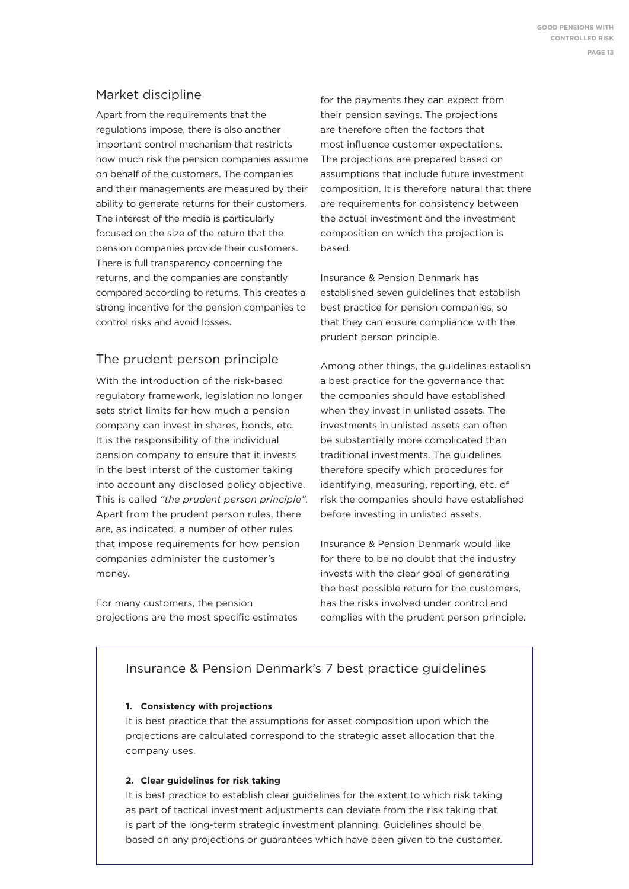## Market discipline

Apart from the requirements that the regulations impose, there is also another important control mechanism that restricts how much risk the pension companies assume on behalf of the customers. The companies and their managements are measured by their ability to generate returns for their customers. The interest of the media is particularly focused on the size of the return that the pension companies provide their customers. There is full transparency concerning the returns, and the companies are constantly compared according to returns. This creates a strong incentive for the pension companies to control risks and avoid losses.

## The prudent person principle

With the introduction of the risk-based regulatory framework, legislation no longer sets strict limits for how much a pension company can invest in shares, bonds, etc. It is the responsibility of the individual pension company to ensure that it invests in the best interst of the customer taking into account any disclosed policy objective. This is called *"the prudent person principle"*. Apart from the prudent person rules, there are, as indicated, a number of other rules that impose requirements for how pension companies administer the customer's money.

For many customers, the pension projections are the most specific estimates for the payments they can expect from their pension savings. The projections are therefore often the factors that most influence customer expectations. The projections are prepared based on assumptions that include future investment composition. It is therefore natural that there are requirements for consistency between the actual investment and the investment composition on which the projection is based.

Insurance & Pension Denmark has established seven guidelines that establish best practice for pension companies, so that they can ensure compliance with the prudent person principle.

Among other things, the guidelines establish a best practice for the governance that the companies should have established when they invest in unlisted assets. The investments in unlisted assets can often be substantially more complicated than traditional investments. The guidelines therefore specify which procedures for identifying, measuring, reporting, etc. of risk the companies should have established before investing in unlisted assets.

Insurance & Pension Denmark would like for there to be no doubt that the industry invests with the clear goal of generating the best possible return for the customers, has the risks involved under control and complies with the prudent person principle.

### Insurance & Pension Denmark's 7 best practice guidelines

**1. Consistency with projections**

It is best practice that the assumptions for asset composition upon which the projections are calculated correspond to the strategic asset allocation that the company uses.

**2. Clear guidelines for risk taking**

It is best practice to establish clear guidelines for the extent to which risk taking as part of tactical investment adjustments can deviate from the risk taking that is part of the long-term strategic investment planning. Guidelines should be based on any projections or guarantees which have been given to the customer.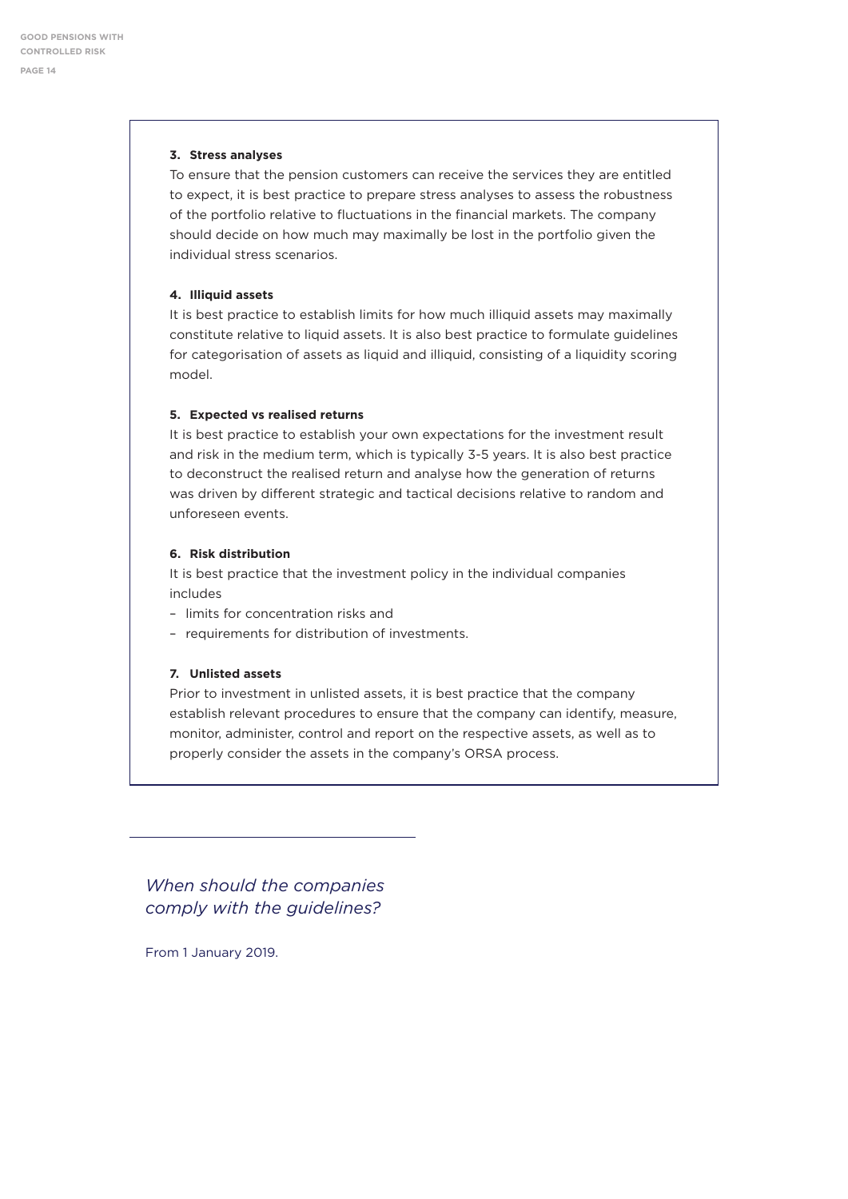**3. Stress analyses**

To ensure that the pension customers can receive the services they are entitled to expect, it is best practice to prepare stress analyses to assess the robustness of the portfolio relative to fluctuations in the financial markets. The company should decide on how much may maximally be lost in the portfolio given the individual stress scenarios.

**4. Illiquid assets**

It is best practice to establish limits for how much illiquid assets may maximally constitute relative to liquid assets. It is also best practice to formulate guidelines for categorisation of assets as liquid and illiquid, consisting of a liquidity scoring model.

**5. Expected vs realised returns**

It is best practice to establish your own expectations for the investment result and risk in the medium term, which is typically 3-5 years. It is also best practice to deconstruct the realised return and analyse how the generation of returns was driven by different strategic and tactical decisions relative to random and unforeseen events.

**6. Risk distribution**

It is best practice that the investment policy in the individual companies includes

- limits for concentration risks and
- requirements for distribution of investments.

**7. Unlisted assets**

Prior to investment in unlisted assets, it is best practice that the company establish relevant procedures to ensure that the company can identify, measure, monitor, administer, control and report on the respective assets, as well as to properly consider the assets in the company's ORSA process.

## *When should the companies comply with the guidelines?*

From 1 January 2019.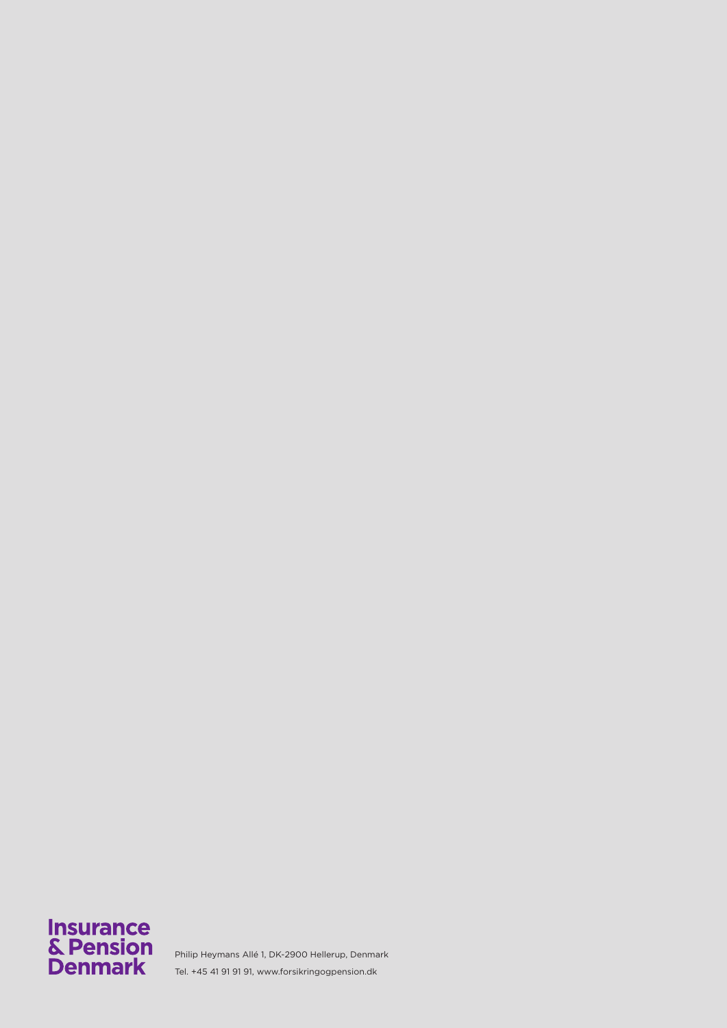**Insurance & Pension Denmark**

Philip Heymans Allé 1, DK-2900 Hellerup, Denmark

Tel. +45 41 91 91 91, www.forsikringogpension.dk